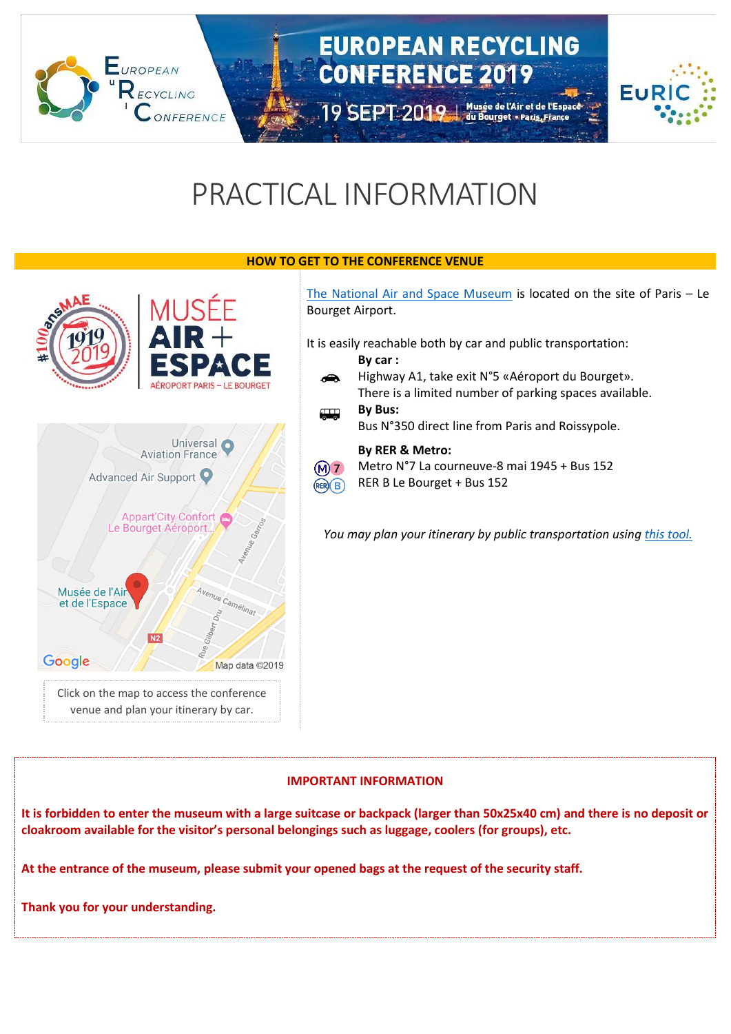# PRACTICAL INFORMATION

## HOW TO GET TO THE CONFERENCE VENUE

Click on the map to access the conference venue and plan your itinerary by car.

The National Air and Space Museum is located on the site of Paris – Le Bourget Airport.

It is easily reachable both by car and public transportation:

**By car :**
Highway A1, take exit N°5 «Aéroport du Bourget».
There is a limited number of parking spaces available.

**By Bus:**
Bus N°350 direct line from Paris and Roissypole.

**By RER & Metro:**
Metro N°7 La courneuve-8 mai 1945 + Bus 152
RER B Le Bourget + Bus 152

*You may plan your itinerary by public transportation using this tool.*

## IMPORTANT INFORMATION

**It is forbidden to enter the museum with a large suitcase or backpack (larger than 50x25x40 cm) and there is no deposit or cloakroom available for the visitor's personal belongings such as luggage, coolers (for groups), etc.**

**At the entrance of the museum, please submit your opened bags at the request of the security staff.**

**Thank you for your understanding.**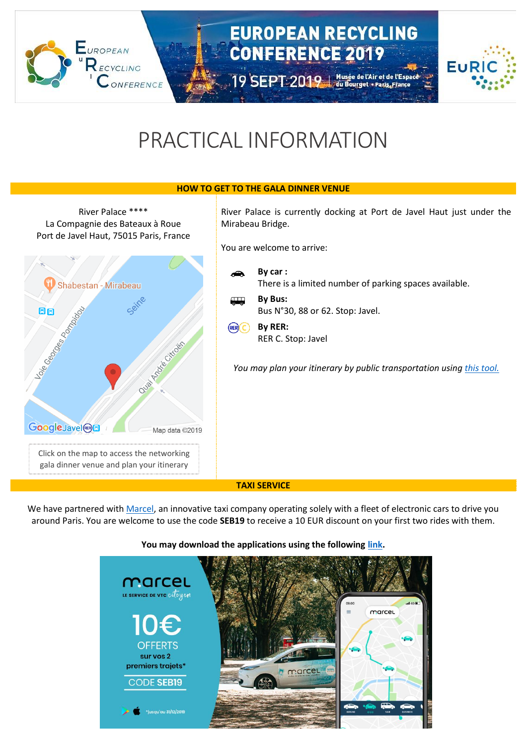# PRACTICAL INFORMATION

## HOW TO GET TO THE GALA DINNER VENUE

River Palace ****
La Compagnie des Bateaux à Roue
Port de Javel Haut, 75015 Paris, France

Click on the map to access the networking gala dinner venue and plan your itinerary

River Palace is currently docking at Port de Javel Haut just under the Mirabeau Bridge.

You are welcome to arrive:

- **By car :**
  There is a limited number of parking spaces available.
- **By Bus:**
  Bus N°30, 88 or 62. Stop: Javel.
- **By RER:**
  RER C. Stop: Javel

*You may plan your itinerary by public transportation using this tool.*

## TAXI SERVICE

We have partnered with Marcel, an innovative taxi company operating solely with a fleet of electronic cars to drive you around Paris. You are welcome to use the code **SEB19** to receive a 10 EUR discount on your first two rides with them.

**You may download the applications using the following link.**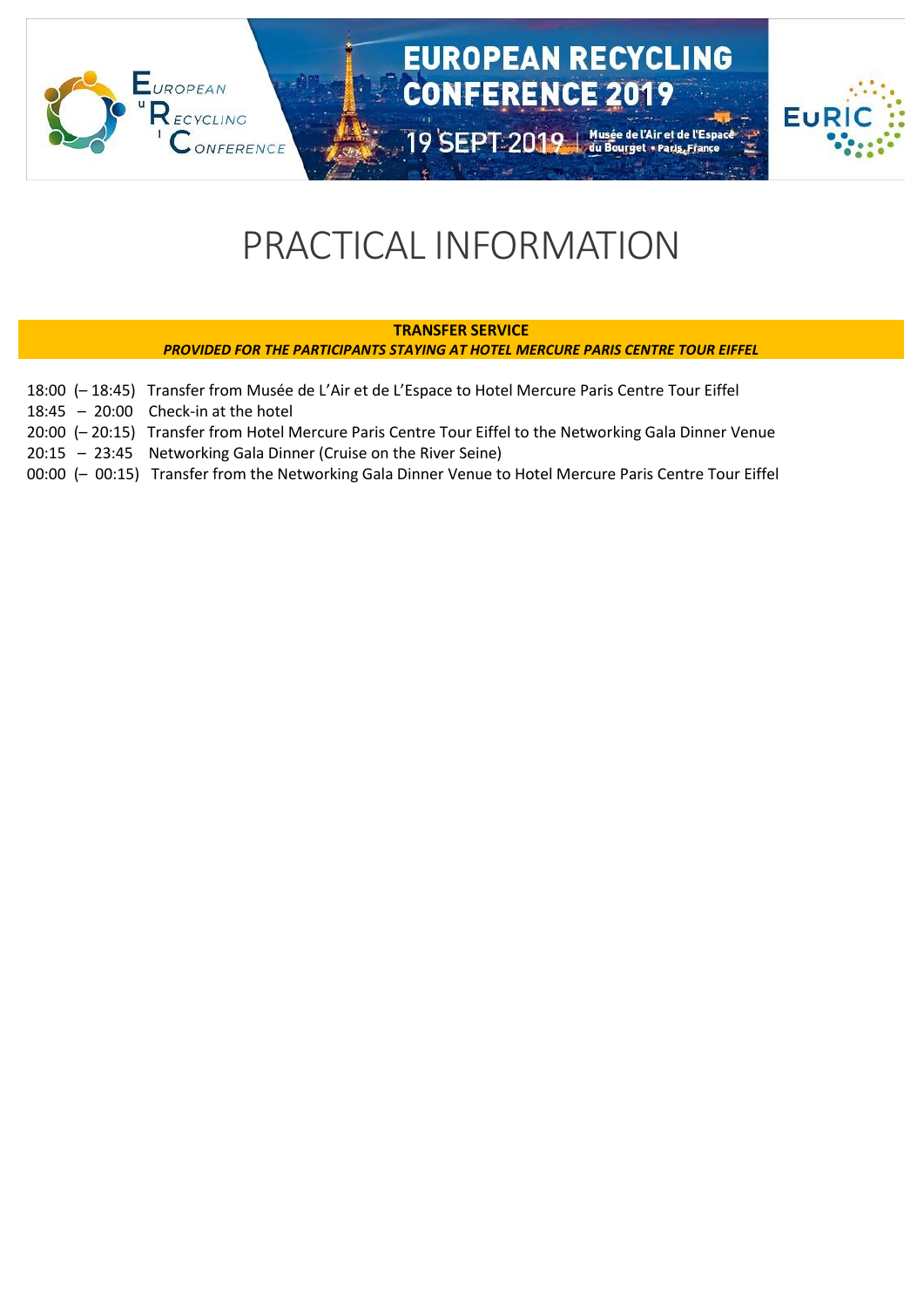# PRACTICAL INFORMATION

**TRANSFER SERVICE**

***PROVIDED FOR THE PARTICIPANTS STAYING AT HOTEL MERCURE PARIS CENTRE TOUR EIFFEL***

18:00 (– 18:45) Transfer from Musée de L'Air et de L'Espace to Hotel Mercure Paris Centre Tour Eiffel
18:45 – 20:00 Check-in at the hotel
20:00 (– 20:15) Transfer from Hotel Mercure Paris Centre Tour Eiffel to the Networking Gala Dinner Venue
20:15 – 23:45 Networking Gala Dinner (Cruise on the River Seine)
00:00 (– 00:15) Transfer from the Networking Gala Dinner Venue to Hotel Mercure Paris Centre Tour Eiffel